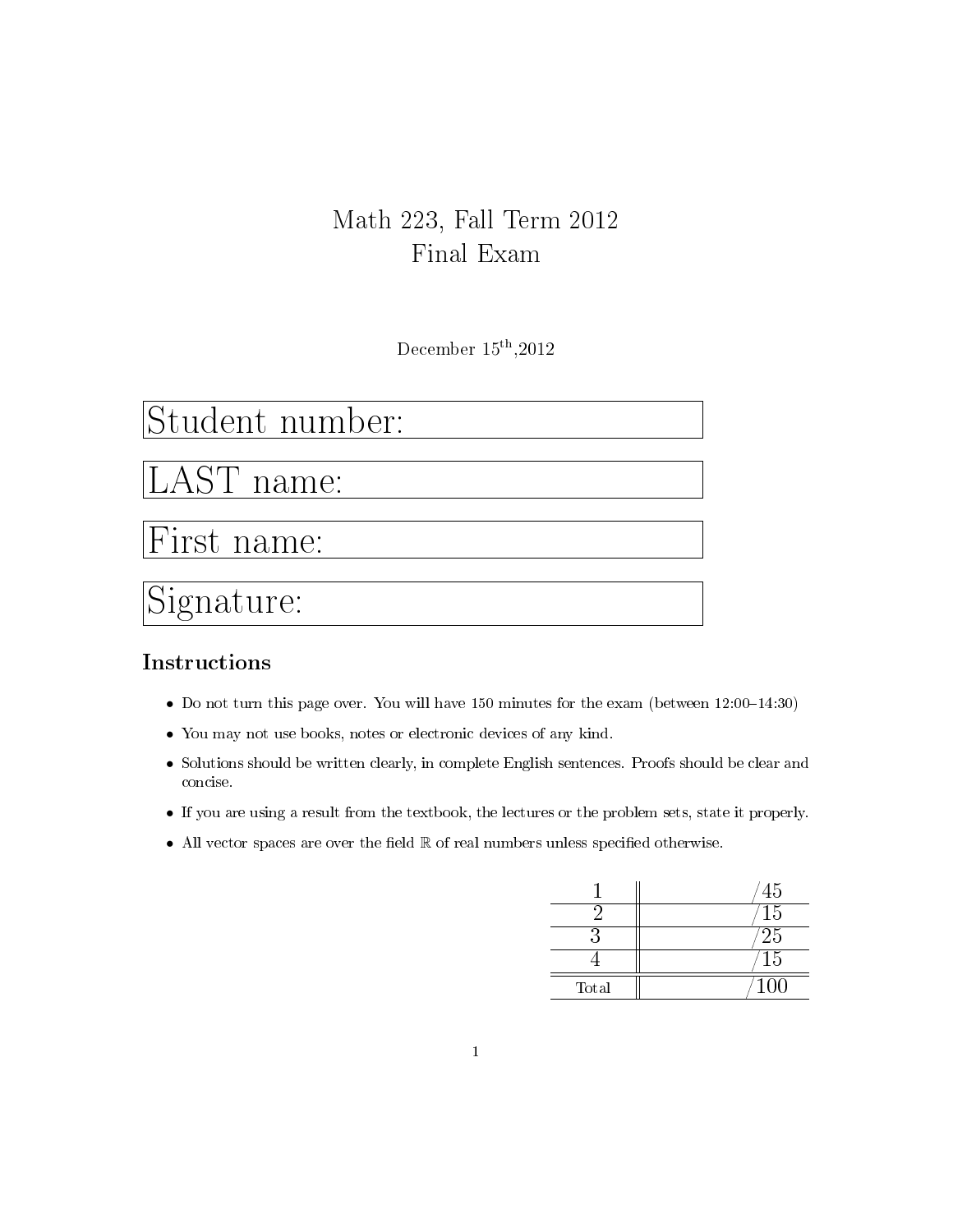# Math 223, Fall Term 2012
# Final Exam

December 15th, 2012

Student number:

LAST name:

First name:

Signature:

## Instructions

- Do not turn this page over. You will have 150 minutes for the exam (between 12:00–14:30)
- You may not use books, notes or electronic devices of any kind.
- Solutions should be written clearly, in complete English sentences. Proofs should be clear and concise.
- If you are using a result from the textbook, the lectures or the problem sets, state it properly.
- All vector spaces are over the field $\mathbb{R}$ of real numbers unless specified otherwise.

| | |
|---|---|
| 1 | /45 |
| 2 | /15 |
| 3 | /25 |
| 4 | /15 |
| Total | /100 |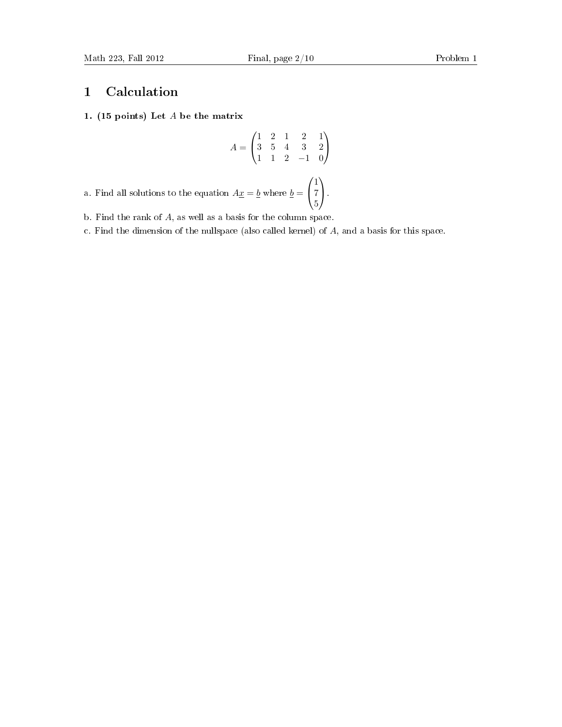# 1 Calculation

**1. (15 points) Let $A$ be the matrix**

$$A = \begin{pmatrix} 1 & 2 & 1 & 2 & 1 \\ 3 & 5 & 4 & 3 & 2 \\ 1 & 1 & 2 & -1 & 0 \end{pmatrix}$$

a. Find all solutions to the equation $A\underline{x} = \underline{b}$ where $\underline{b} = \begin{pmatrix} 1 \\ 7 \\ 5 \end{pmatrix}$.

b. Find the rank of $A$, as well as a basis for the column space.

c. Find the dimension of the nullspace (also called kernel) of $A$, and a basis for this space.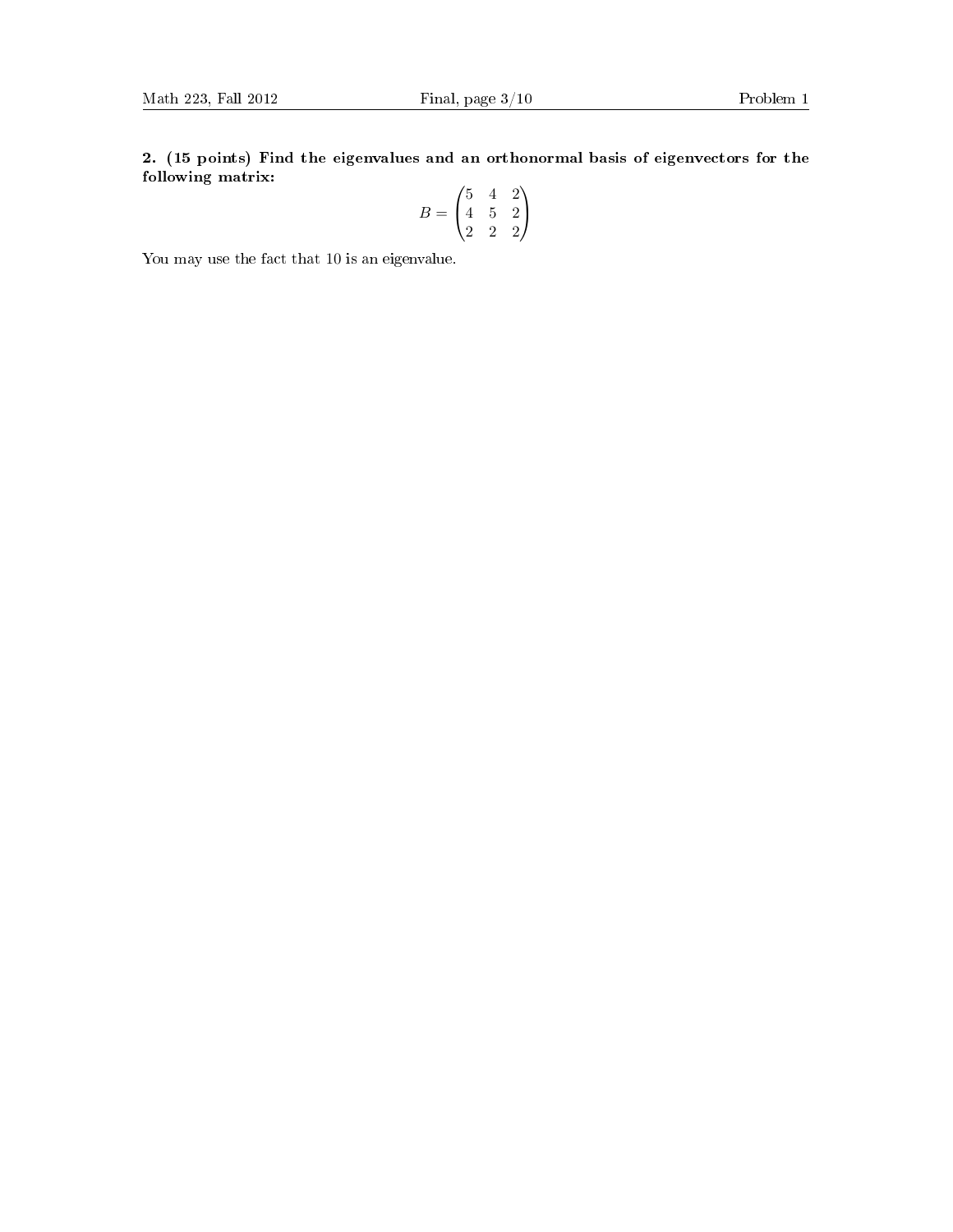**2. (15 points) Find the eigenvalues and an orthonormal basis of eigenvectors for the following matrix:**

$$B = \begin{pmatrix} 5 & 4 & 2 \\ 4 & 5 & 2 \\ 2 & 2 & 2 \end{pmatrix}$$

You may use the fact that 10 is an eigenvalue.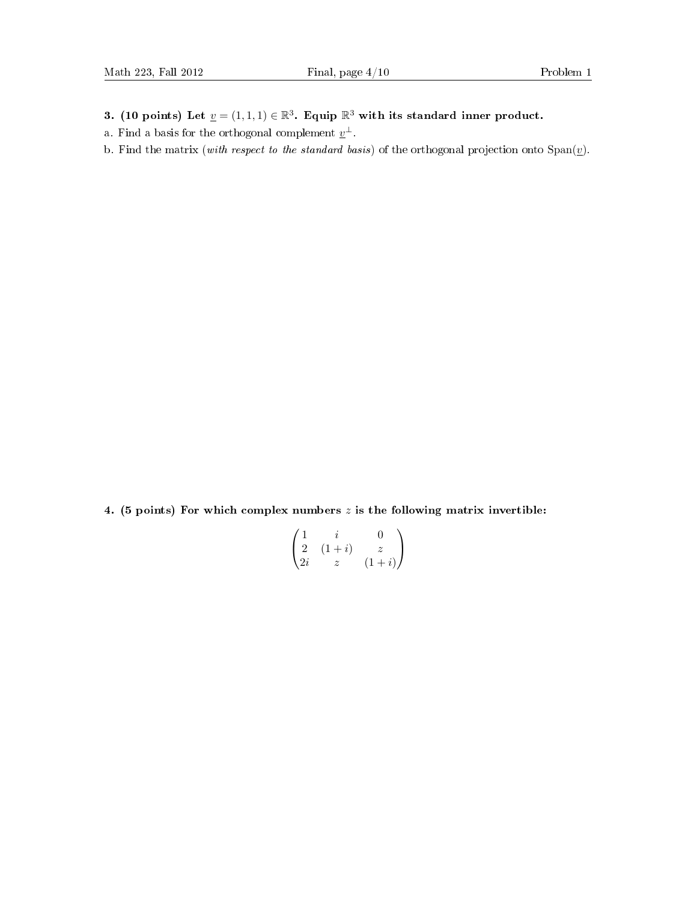**3. (10 points) Let $\underline{v} = (1, 1, 1) \in \mathbb{R}^3$. Equip $\mathbb{R}^3$ with its standard inner product.**

a. Find a basis for the orthogonal complement $\underline{v}^{\perp}$.

b. Find the matrix (*with respect to the standard basis*) of the orthogonal projection onto $\mathrm{Span}(\underline{v})$.

**4. (5 points) For which complex numbers $z$ is the following matrix invertible:**

$$\begin{pmatrix} 1 & i & 0 \\ 2 & (1+i) & z \\ 2i & z & (1+i) \end{pmatrix}$$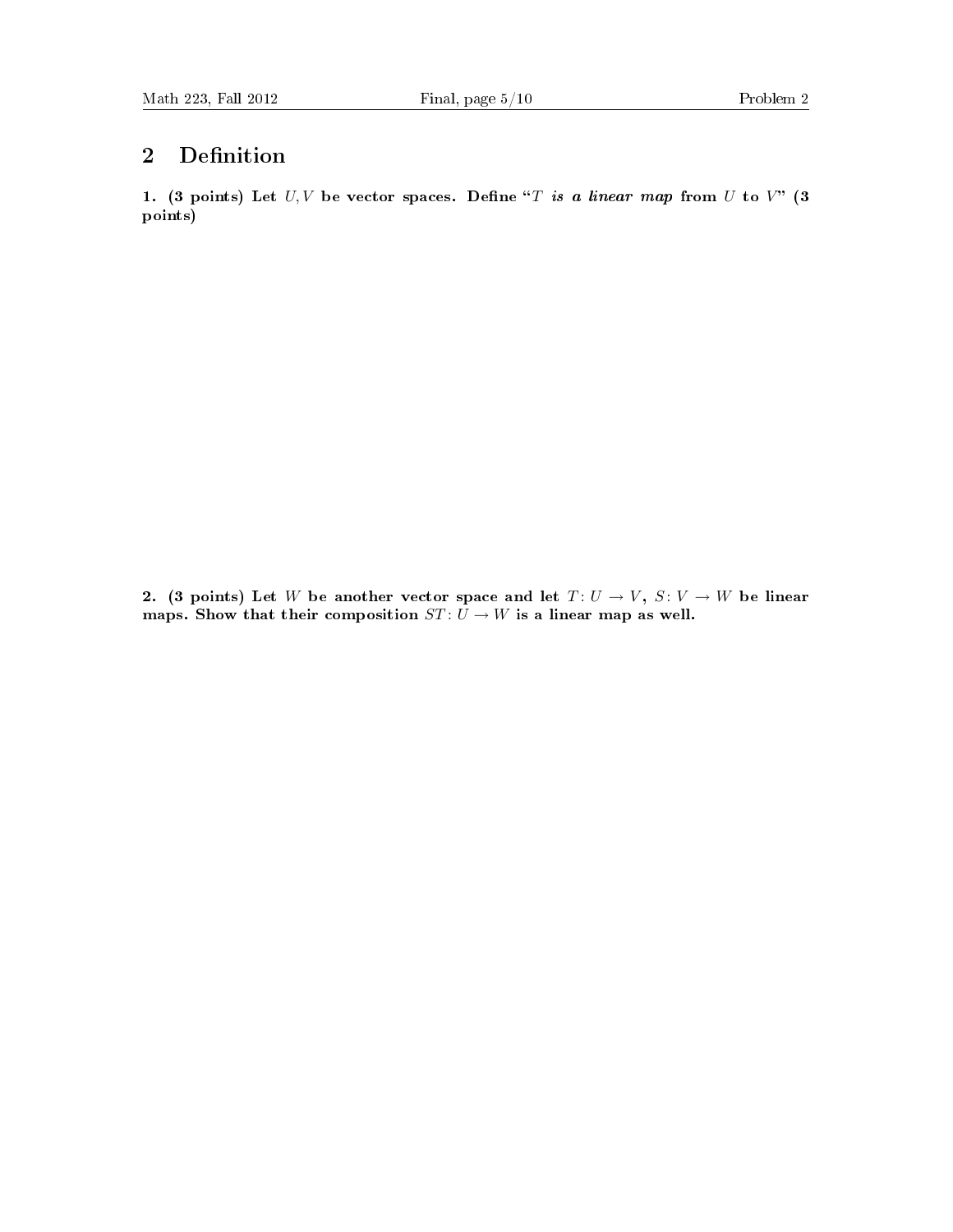## 2 Definition

**1. (3 points) Let $U, V$ be vector spaces. Define "*$T$ is a linear map* from $U$ to $V$" (3 points)**

**2. (3 points) Let $W$ be another vector space and let $T\colon U \to V$, $S\colon V \to W$ be linear maps. Show that their composition $ST\colon U \to W$ is a linear map as well.**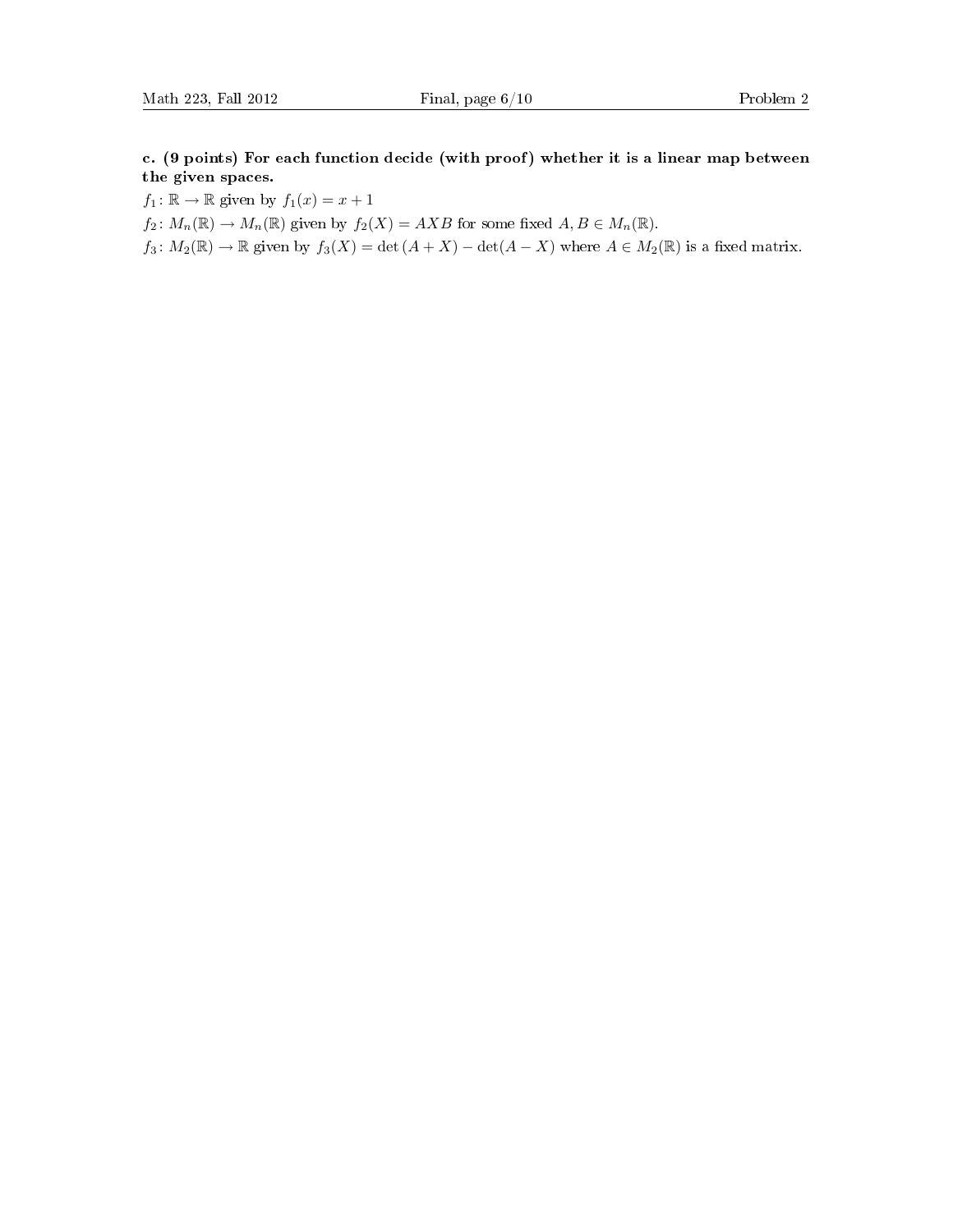**c. (9 points) For each function decide (with proof) whether it is a linear map between the given spaces.**

$f_1 \colon \mathbb{R} \to \mathbb{R}$ given by $f_1(x) = x + 1$

$f_2 \colon M_n(\mathbb{R}) \to M_n(\mathbb{R})$ given by $f_2(X) = AXB$ for some fixed $A, B \in M_n(\mathbb{R})$.

$f_3 \colon M_2(\mathbb{R}) \to \mathbb{R}$ given by $f_3(X) = \det(A + X) - \det(A - X)$ where $A \in M_2(\mathbb{R})$ is a fixed matrix.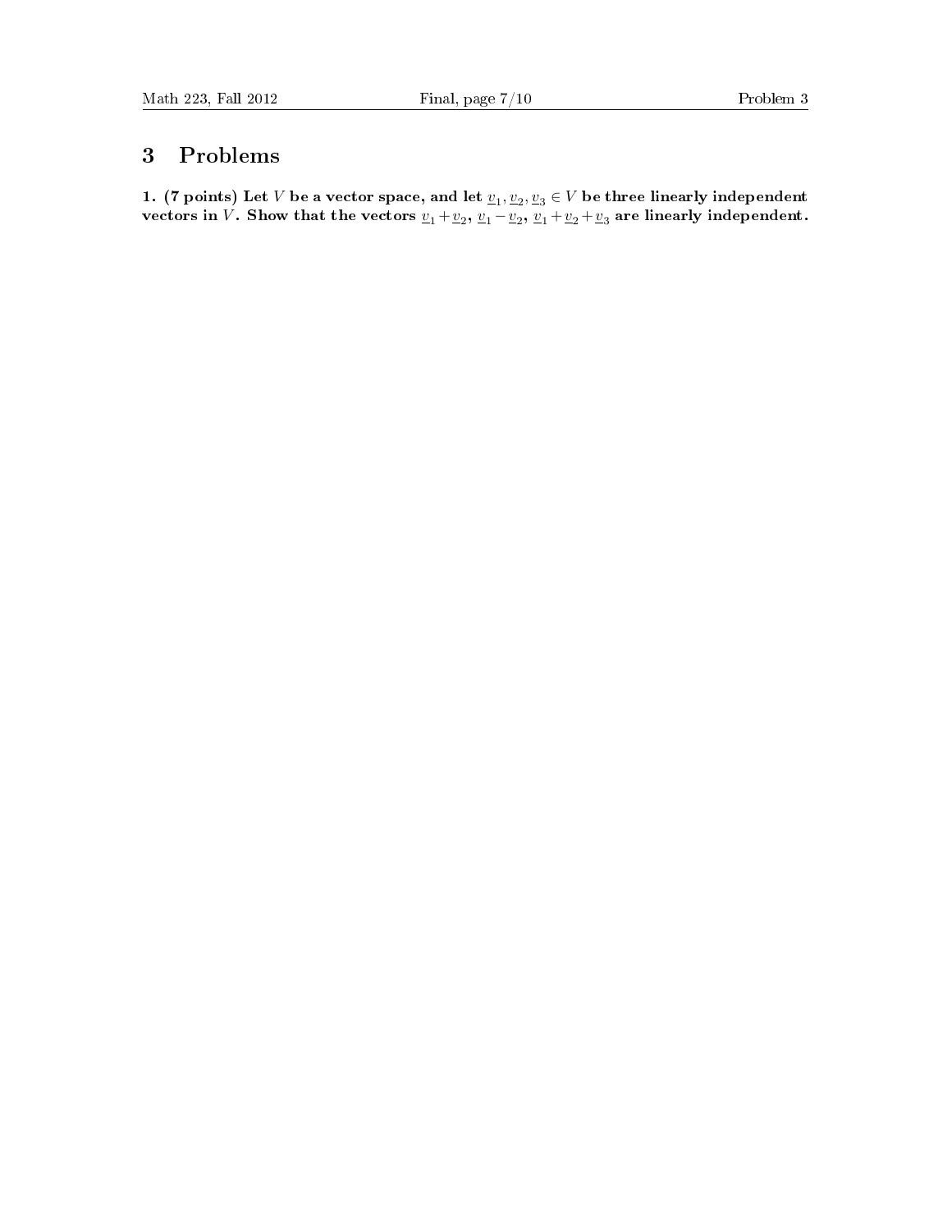# 3 Problems

**1. (7 points) Let $V$ be a vector space, and let $\underline{v}_1, \underline{v}_2, \underline{v}_3 \in V$ be three linearly independent vectors in $V$. Show that the vectors $\underline{v}_1 + \underline{v}_2$, $\underline{v}_1 - \underline{v}_2$, $\underline{v}_1 + \underline{v}_2 + \underline{v}_3$ are linearly independent.**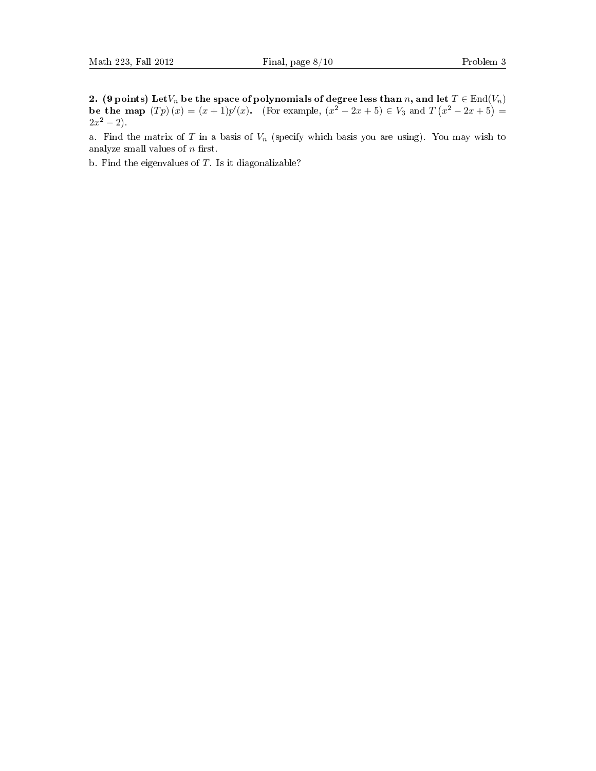**2. (9 points) Let $V_n$ be the space of polynomials of degree less than $n$, and let $T \in \mathrm{End}(V_n)$ be the map $(Tp)(x) = (x+1)p'(x)$.** (For example, $(x^2 - 2x + 5) \in V_3$ and $T\left(x^2 - 2x + 5\right) = 2x^2 - 2$).

a. Find the matrix of $T$ in a basis of $V_n$ (specify which basis you are using). You may wish to analyze small values of $n$ first.

b. Find the eigenvalues of $T$. Is it diagonalizable?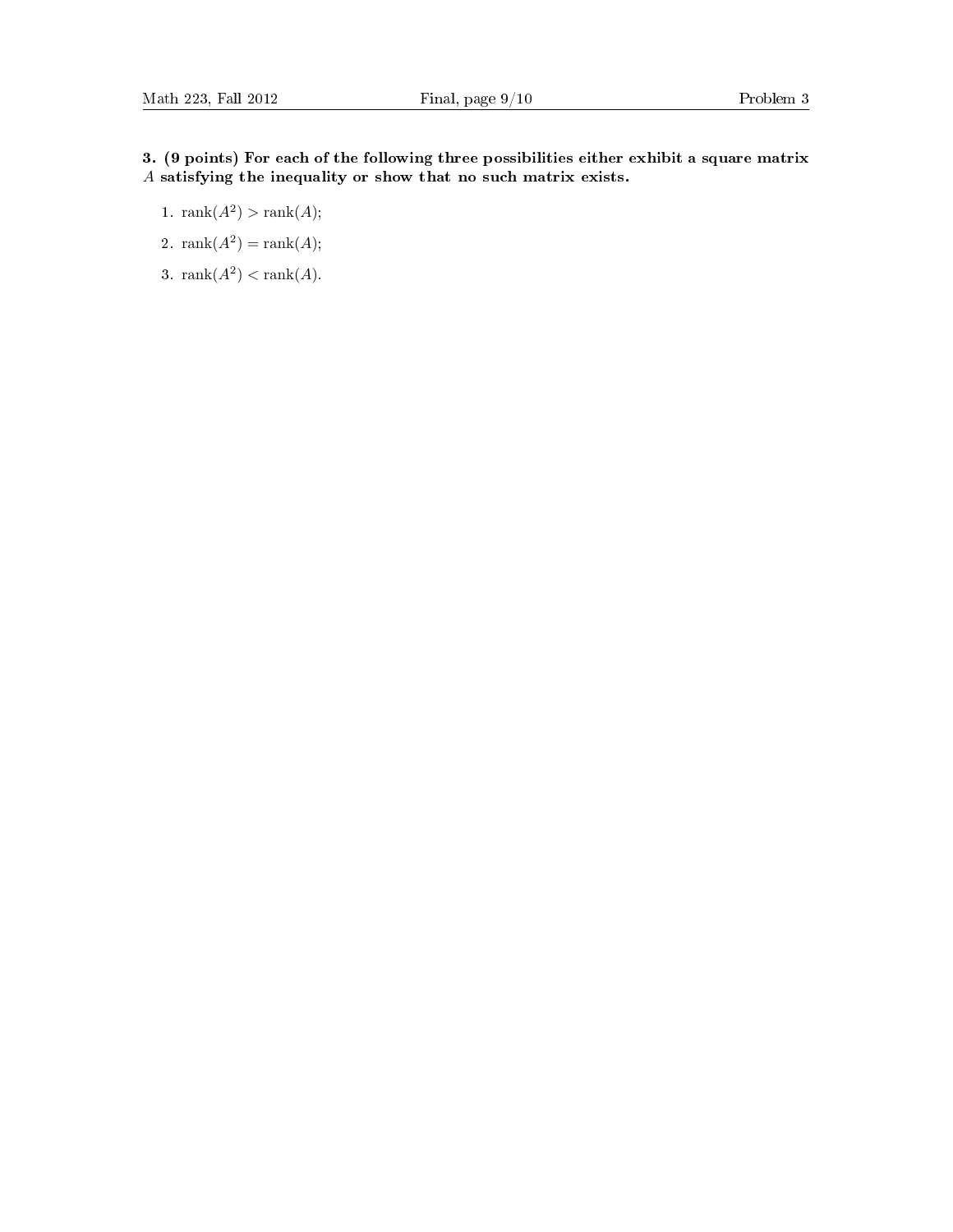**3. (9 points) For each of the following three possibilities either exhibit a square matrix $A$ satisfying the inequality or show that no such matrix exists.**

1. $\operatorname{rank}(A^2) > \operatorname{rank}(A)$;
2. $\operatorname{rank}(A^2) = \operatorname{rank}(A)$;
3. $\operatorname{rank}(A^2) < \operatorname{rank}(A)$.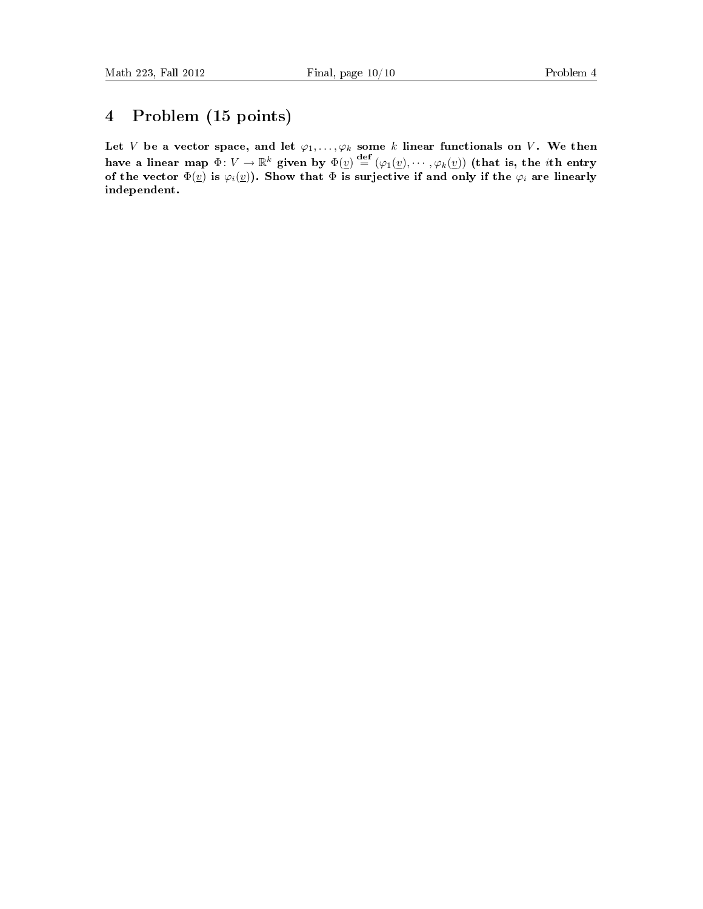# 4 Problem (15 points)

**Let $V$ be a vector space, and let $\varphi_1, \dots, \varphi_k$ some $k$ linear functionals on $V$. We then have a linear map $\Phi\colon V \to \mathbb{R}^k$ given by $\Phi(\underline{v}) \stackrel{\textbf{def}}{=} (\varphi_1(\underline{v}), \cdots, \varphi_k(\underline{v}))$ (that is, the $i$th entry of the vector $\Phi(\underline{v})$ is $\varphi_i(\underline{v})$). Show that $\Phi$ is surjective if and only if the $\varphi_i$ are linearly independent.**